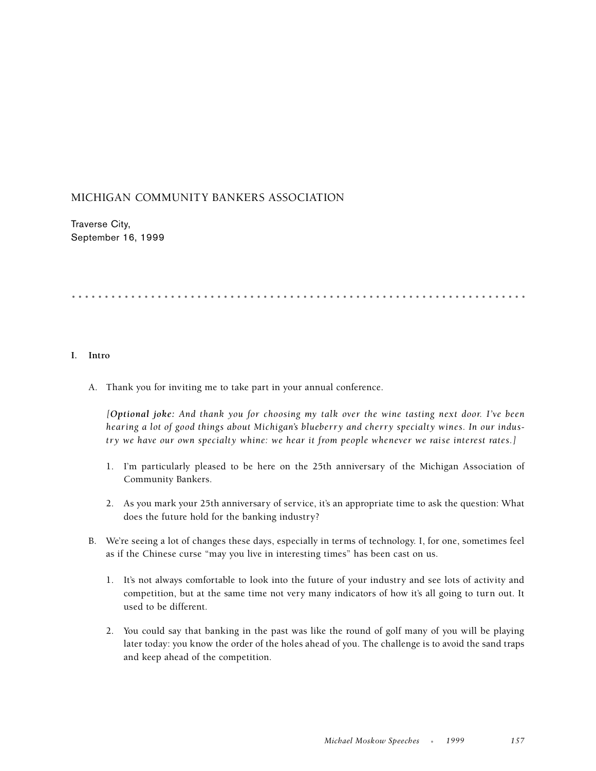# MICHIGAN COMMUNITY BANKERS ASSOCIATION

Traverse City,
September 16, 1999

## I. Intro

A. Thank you for inviting me to take part in your annual conference.

*[**Optional joke:** And thank you for choosing my talk over the wine tasting next door. I've been hearing a lot of good things about Michigan's blueberry and cherry specialty wines. In our industry we have our own specialty whine: we hear it from people whenever we raise interest rates.]*

1. I'm particularly pleased to be here on the 25th anniversary of the Michigan Association of Community Bankers.

2. As you mark your 25th anniversary of service, it's an appropriate time to ask the question: What does the future hold for the banking industry?

B. We're seeing a lot of changes these days, especially in terms of technology. I, for one, sometimes feel as if the Chinese curse "may you live in interesting times" has been cast on us.

1. It's not always comfortable to look into the future of your industry and see lots of activity and competition, but at the same time not very many indicators of how it's all going to turn out. It used to be different.

2. You could say that banking in the past was like the round of golf many of you will be playing later today: you know the order of the holes ahead of you. The challenge is to avoid the sand traps and keep ahead of the competition.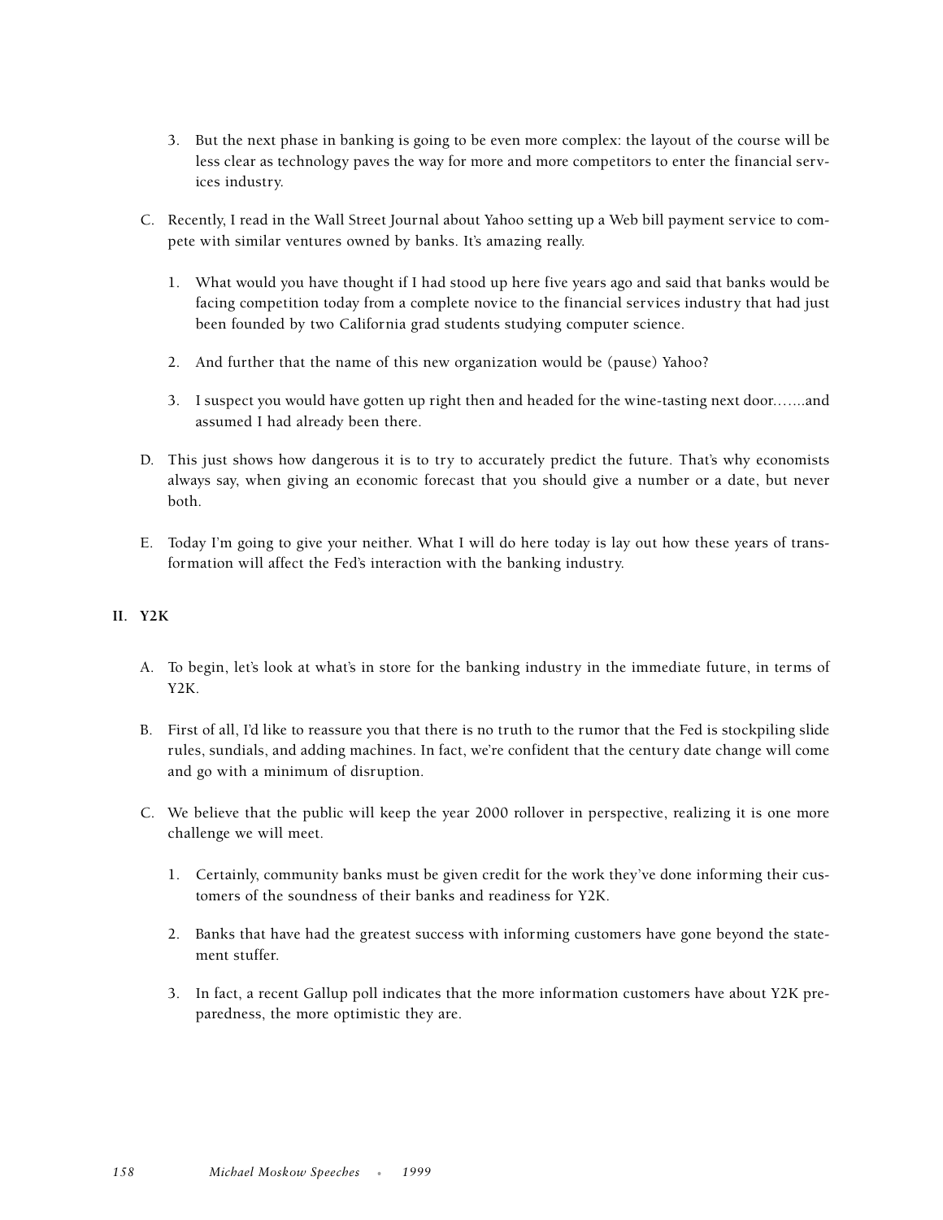3. But the next phase in banking is going to be even more complex: the layout of the course will be less clear as technology paves the way for more and more competitors to enter the financial services industry.

C. Recently, I read in the Wall Street Journal about Yahoo setting up a Web bill payment service to compete with similar ventures owned by banks. It's amazing really.

1. What would you have thought if I had stood up here five years ago and said that banks would be facing competition today from a complete novice to the financial services industry that had just been founded by two California grad students studying computer science.

2. And further that the name of this new organization would be (pause) Yahoo?

3. I suspect you would have gotten up right then and headed for the wine-tasting next door…….and assumed I had already been there.

D. This just shows how dangerous it is to try to accurately predict the future. That's why economists always say, when giving an economic forecast that you should give a number or a date, but never both.

E. Today I'm going to give your neither. What I will do here today is lay out how these years of transformation will affect the Fed's interaction with the banking industry.

## II. Y2K

A. To begin, let's look at what's in store for the banking industry in the immediate future, in terms of Y2K.

B. First of all, I'd like to reassure you that there is no truth to the rumor that the Fed is stockpiling slide rules, sundials, and adding machines. In fact, we're confident that the century date change will come and go with a minimum of disruption.

C. We believe that the public will keep the year 2000 rollover in perspective, realizing it is one more challenge we will meet.

1. Certainly, community banks must be given credit for the work they've done informing their customers of the soundness of their banks and readiness for Y2K.

2. Banks that have had the greatest success with informing customers have gone beyond the statement stuffer.

3. In fact, a recent Gallup poll indicates that the more information customers have about Y2K preparedness, the more optimistic they are.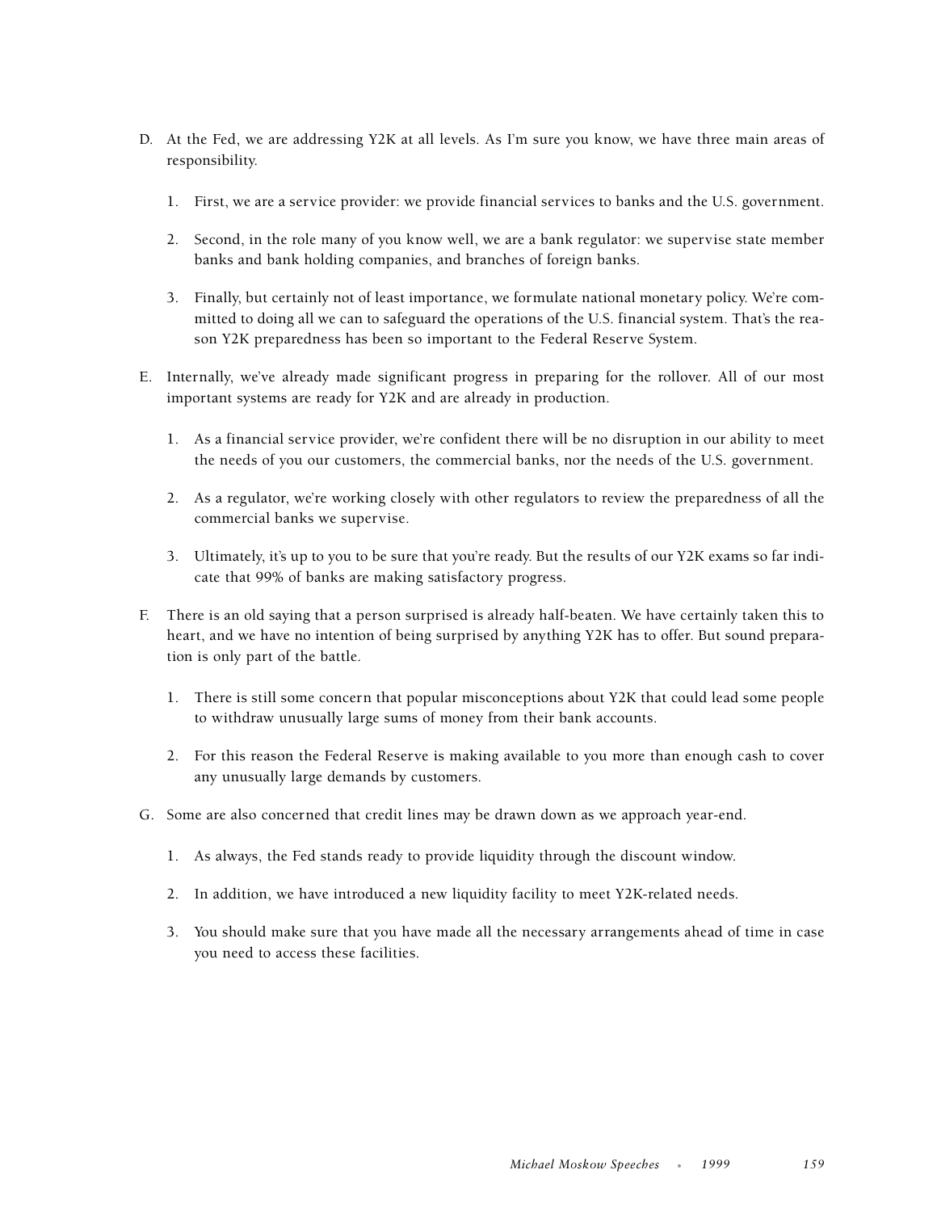D. At the Fed, we are addressing Y2K at all levels. As I'm sure you know, we have three main areas of responsibility.

   1. First, we are a service provider: we provide financial services to banks and the U.S. government.

   2. Second, in the role many of you know well, we are a bank regulator: we supervise state member banks and bank holding companies, and branches of foreign banks.

   3. Finally, but certainly not of least importance, we formulate national monetary policy. We're committed to doing all we can to safeguard the operations of the U.S. financial system. That's the reason Y2K preparedness has been so important to the Federal Reserve System.

E. Internally, we've already made significant progress in preparing for the rollover. All of our most important systems are ready for Y2K and are already in production.

   1. As a financial service provider, we're confident there will be no disruption in our ability to meet the needs of you our customers, the commercial banks, nor the needs of the U.S. government.

   2. As a regulator, we're working closely with other regulators to review the preparedness of all the commercial banks we supervise.

   3. Ultimately, it's up to you to be sure that you're ready. But the results of our Y2K exams so far indicate that 99% of banks are making satisfactory progress.

F. There is an old saying that a person surprised is already half-beaten. We have certainly taken this to heart, and we have no intention of being surprised by anything Y2K has to offer. But sound preparation is only part of the battle.

   1. There is still some concern that popular misconceptions about Y2K that could lead some people to withdraw unusually large sums of money from their bank accounts.

   2. For this reason the Federal Reserve is making available to you more than enough cash to cover any unusually large demands by customers.

G. Some are also concerned that credit lines may be drawn down as we approach year-end.

   1. As always, the Fed stands ready to provide liquidity through the discount window.

   2. In addition, we have introduced a new liquidity facility to meet Y2K-related needs.

   3. You should make sure that you have made all the necessary arrangements ahead of time in case you need to access these facilities.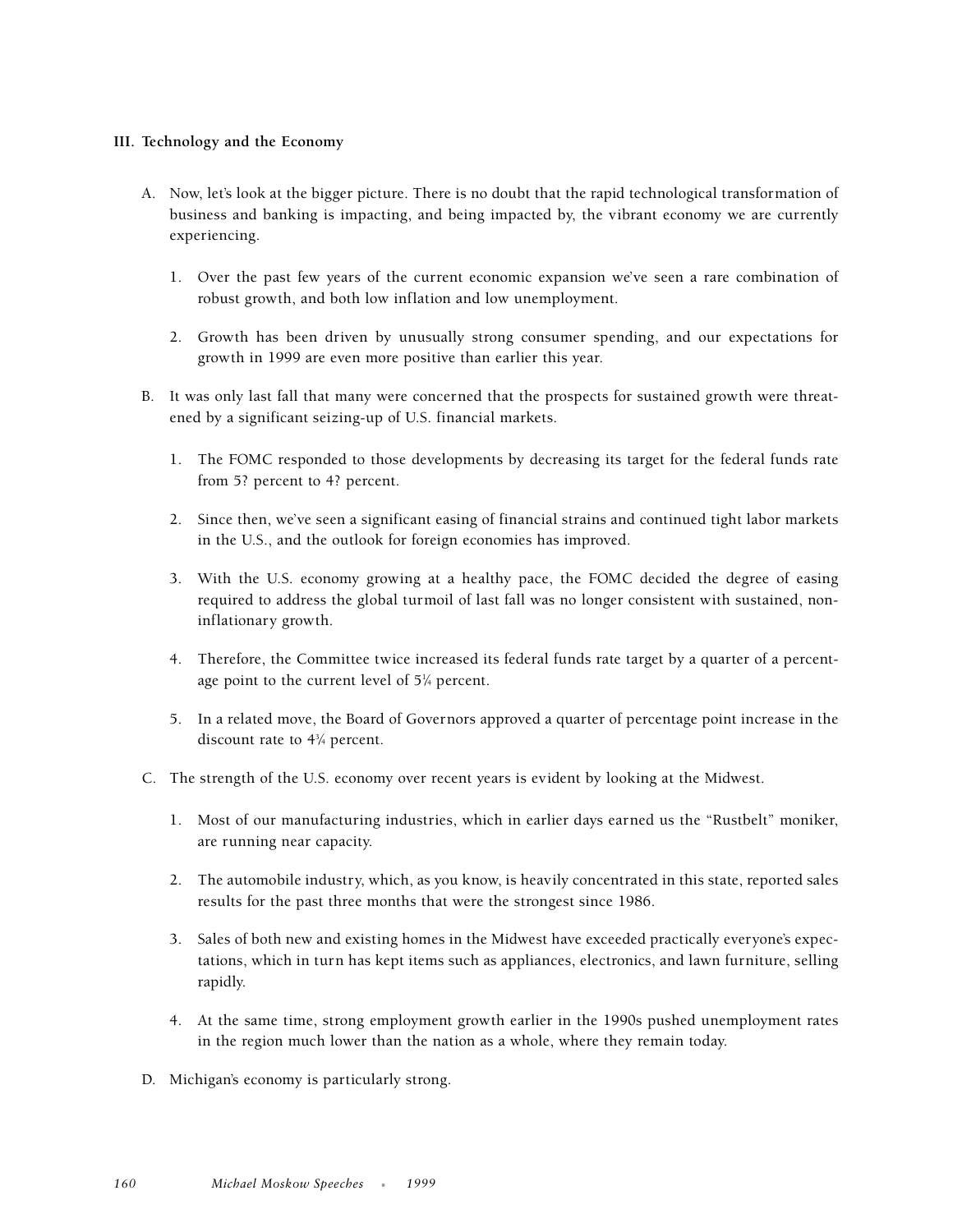### III. Technology and the Economy

A. Now, let's look at the bigger picture. There is no doubt that the rapid technological transformation of business and banking is impacting, and being impacted by, the vibrant economy we are currently experiencing.

   1. Over the past few years of the current economic expansion we've seen a rare combination of robust growth, and both low inflation and low unemployment.

   2. Growth has been driven by unusually strong consumer spending, and our expectations for growth in 1999 are even more positive than earlier this year.

B. It was only last fall that many were concerned that the prospects for sustained growth were threatened by a significant seizing-up of U.S. financial markets.

   1. The FOMC responded to those developments by decreasing its target for the federal funds rate from 5? percent to 4? percent.

   2. Since then, we've seen a significant easing of financial strains and continued tight labor markets in the U.S., and the outlook for foreign economies has improved.

   3. With the U.S. economy growing at a healthy pace, the FOMC decided the degree of easing required to address the global turmoil of last fall was no longer consistent with sustained, non-inflationary growth.

   4. Therefore, the Committee twice increased its federal funds rate target by a quarter of a percentage point to the current level of 5¼ percent.

   5. In a related move, the Board of Governors approved a quarter of percentage point increase in the discount rate to 4¾ percent.

C. The strength of the U.S. economy over recent years is evident by looking at the Midwest.

   1. Most of our manufacturing industries, which in earlier days earned us the "Rustbelt" moniker, are running near capacity.

   2. The automobile industry, which, as you know, is heavily concentrated in this state, reported sales results for the past three months that were the strongest since 1986.

   3. Sales of both new and existing homes in the Midwest have exceeded practically everyone's expectations, which in turn has kept items such as appliances, electronics, and lawn furniture, selling rapidly.

   4. At the same time, strong employment growth earlier in the 1990s pushed unemployment rates in the region much lower than the nation as a whole, where they remain today.

D. Michigan's economy is particularly strong.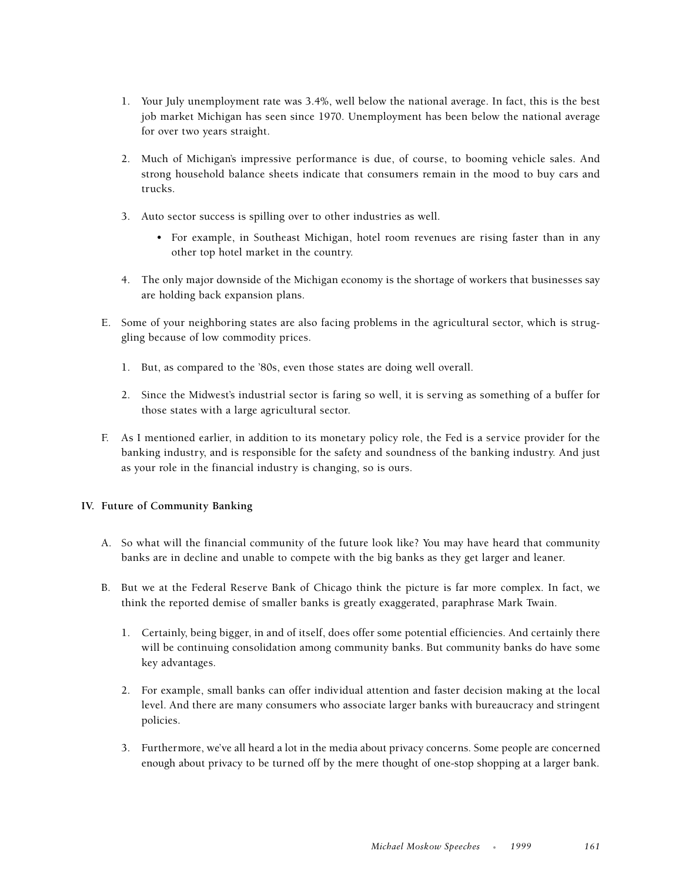1. Your July unemployment rate was 3.4%, well below the national average. In fact, this is the best job market Michigan has seen since 1970. Unemployment has been below the national average for over two years straight.

2. Much of Michigan's impressive performance is due, of course, to booming vehicle sales. And strong household balance sheets indicate that consumers remain in the mood to buy cars and trucks.

3. Auto sector success is spilling over to other industries as well.

   - For example, in Southeast Michigan, hotel room revenues are rising faster than in any other top hotel market in the country.

4. The only major downside of the Michigan economy is the shortage of workers that businesses say are holding back expansion plans.

E. Some of your neighboring states are also facing problems in the agricultural sector, which is struggling because of low commodity prices.

1. But, as compared to the '80s, even those states are doing well overall.

2. Since the Midwest's industrial sector is faring so well, it is serving as something of a buffer for those states with a large agricultural sector.

F. As I mentioned earlier, in addition to its monetary policy role, the Fed is a service provider for the banking industry, and is responsible for the safety and soundness of the banking industry. And just as your role in the financial industry is changing, so is ours.

**IV. Future of Community Banking**

A. So what will the financial community of the future look like? You may have heard that community banks are in decline and unable to compete with the big banks as they get larger and leaner.

B. But we at the Federal Reserve Bank of Chicago think the picture is far more complex. In fact, we think the reported demise of smaller banks is greatly exaggerated, paraphrase Mark Twain.

1. Certainly, being bigger, in and of itself, does offer some potential efficiencies. And certainly there will be continuing consolidation among community banks. But community banks do have some key advantages.

2. For example, small banks can offer individual attention and faster decision making at the local level. And there are many consumers who associate larger banks with bureaucracy and stringent policies.

3. Furthermore, we've all heard a lot in the media about privacy concerns. Some people are concerned enough about privacy to be turned off by the mere thought of one-stop shopping at a larger bank.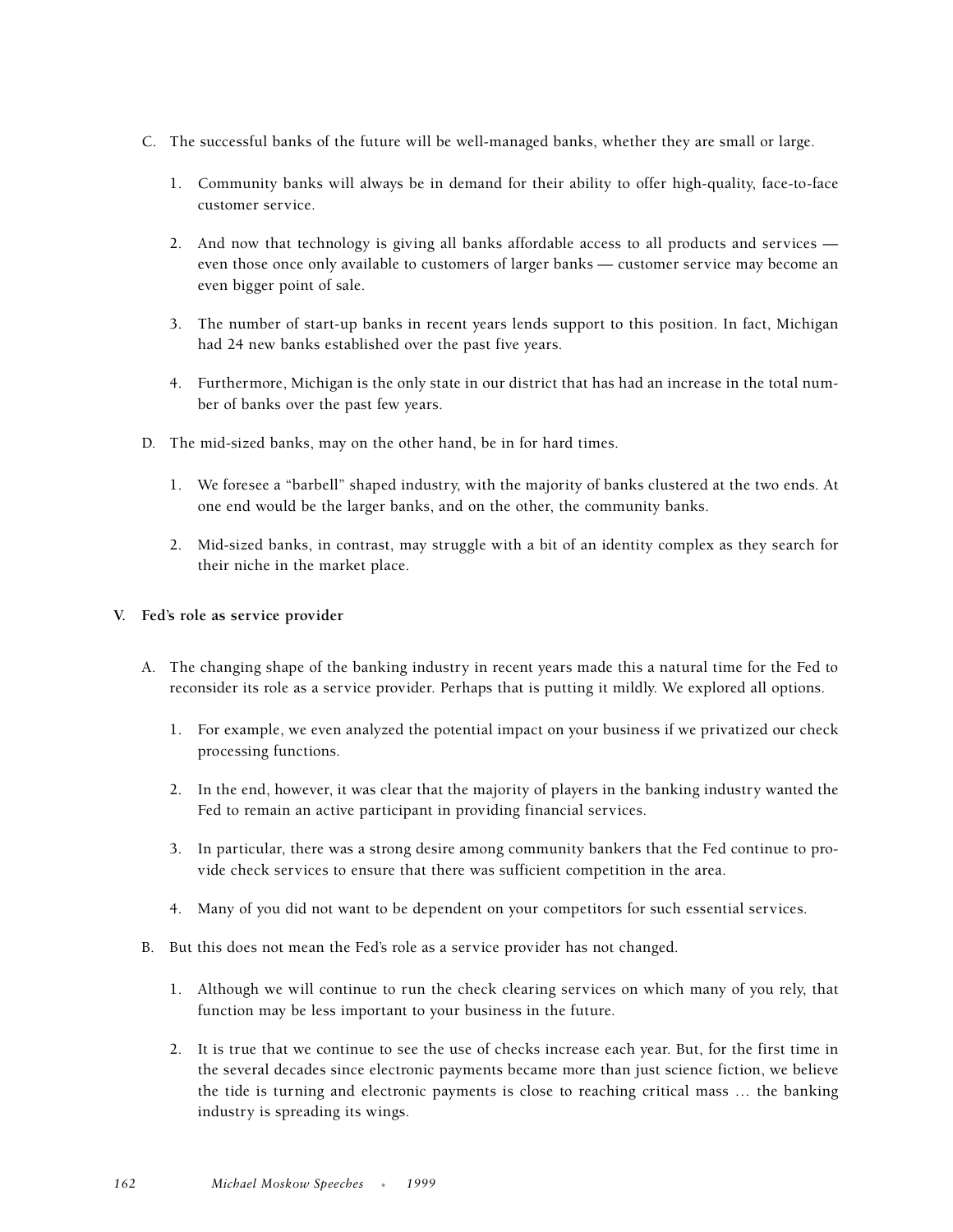C. The successful banks of the future will be well-managed banks, whether they are small or large.

   1. Community banks will always be in demand for their ability to offer high-quality, face-to-face customer service.

   2. And now that technology is giving all banks affordable access to all products and services — even those once only available to customers of larger banks — customer service may become an even bigger point of sale.

   3. The number of start-up banks in recent years lends support to this position. In fact, Michigan had 24 new banks established over the past five years.

   4. Furthermore, Michigan is the only state in our district that has had an increase in the total number of banks over the past few years.

D. The mid-sized banks, may on the other hand, be in for hard times.

   1. We foresee a "barbell" shaped industry, with the majority of banks clustered at the two ends. At one end would be the larger banks, and on the other, the community banks.

   2. Mid-sized banks, in contrast, may struggle with a bit of an identity complex as they search for their niche in the market place.

**V. Fed's role as service provider**

A. The changing shape of the banking industry in recent years made this a natural time for the Fed to reconsider its role as a service provider. Perhaps that is putting it mildly. We explored all options.

   1. For example, we even analyzed the potential impact on your business if we privatized our check processing functions.

   2. In the end, however, it was clear that the majority of players in the banking industry wanted the Fed to remain an active participant in providing financial services.

   3. In particular, there was a strong desire among community bankers that the Fed continue to provide check services to ensure that there was sufficient competition in the area.

   4. Many of you did not want to be dependent on your competitors for such essential services.

B. But this does not mean the Fed's role as a service provider has not changed.

   1. Although we will continue to run the check clearing services on which many of you rely, that function may be less important to your business in the future.

   2. It is true that we continue to see the use of checks increase each year. But, for the first time in the several decades since electronic payments became more than just science fiction, we believe the tide is turning and electronic payments is close to reaching critical mass … the banking industry is spreading its wings.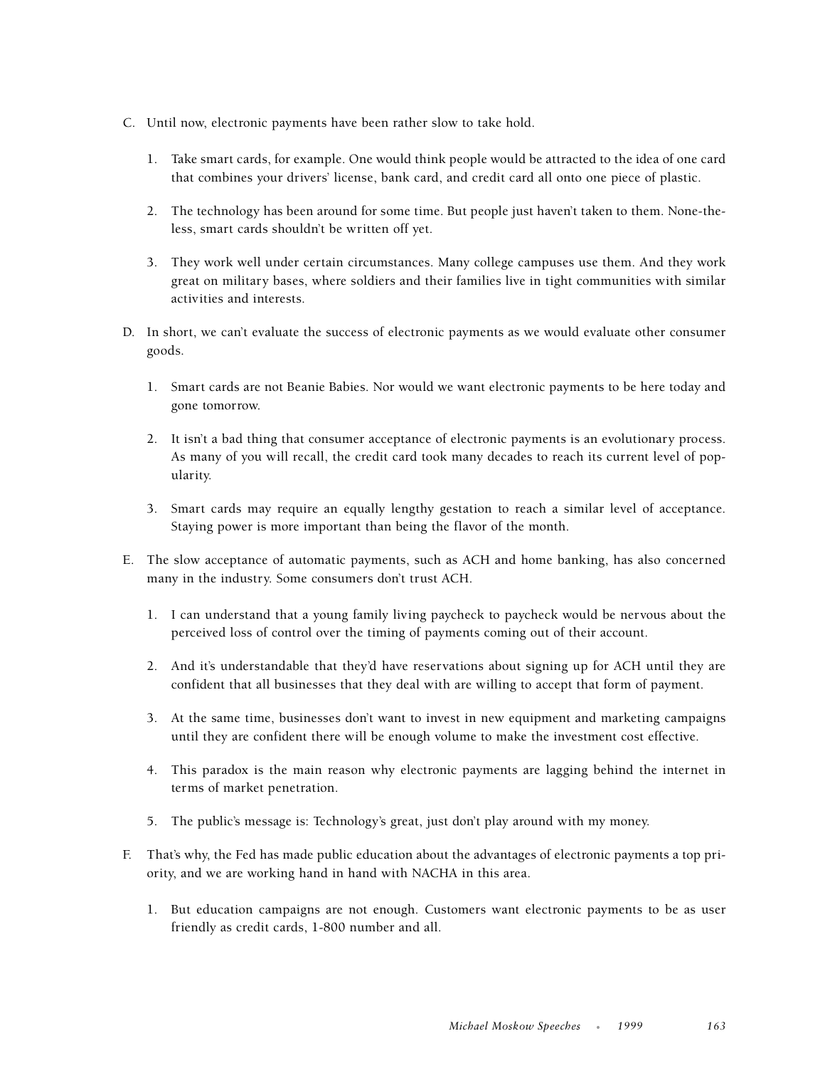C. Until now, electronic payments have been rather slow to take hold.

   1. Take smart cards, for example. One would think people would be attracted to the idea of one card that combines your drivers' license, bank card, and credit card all onto one piece of plastic.

   2. The technology has been around for some time. But people just haven't taken to them. None-the-less, smart cards shouldn't be written off yet.

   3. They work well under certain circumstances. Many college campuses use them. And they work great on military bases, where soldiers and their families live in tight communities with similar activities and interests.

D. In short, we can't evaluate the success of electronic payments as we would evaluate other consumer goods.

   1. Smart cards are not Beanie Babies. Nor would we want electronic payments to be here today and gone tomorrow.

   2. It isn't a bad thing that consumer acceptance of electronic payments is an evolutionary process. As many of you will recall, the credit card took many decades to reach its current level of popularity.

   3. Smart cards may require an equally lengthy gestation to reach a similar level of acceptance. Staying power is more important than being the flavor of the month.

E. The slow acceptance of automatic payments, such as ACH and home banking, has also concerned many in the industry. Some consumers don't trust ACH.

   1. I can understand that a young family living paycheck to paycheck would be nervous about the perceived loss of control over the timing of payments coming out of their account.

   2. And it's understandable that they'd have reservations about signing up for ACH until they are confident that all businesses that they deal with are willing to accept that form of payment.

   3. At the same time, businesses don't want to invest in new equipment and marketing campaigns until they are confident there will be enough volume to make the investment cost effective.

   4. This paradox is the main reason why electronic payments are lagging behind the internet in terms of market penetration.

   5. The public's message is: Technology's great, just don't play around with my money.

F. That's why, the Fed has made public education about the advantages of electronic payments a top priority, and we are working hand in hand with NACHA in this area.

   1. But education campaigns are not enough. Customers want electronic payments to be as user friendly as credit cards, 1-800 number and all.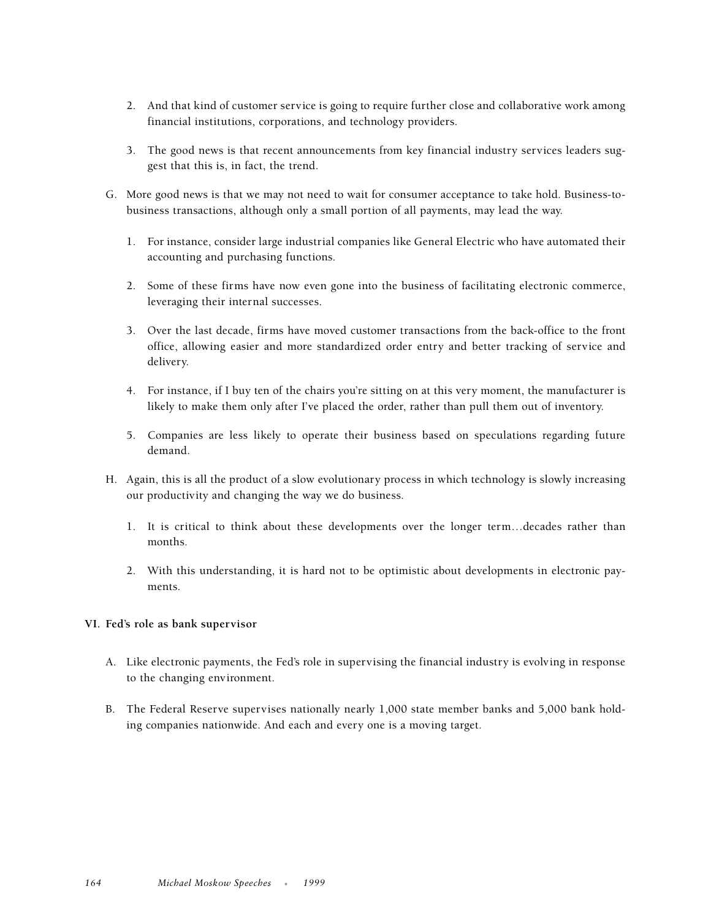2. And that kind of customer service is going to require further close and collaborative work among financial institutions, corporations, and technology providers.

3. The good news is that recent announcements from key financial industry services leaders suggest that this is, in fact, the trend.

G. More good news is that we may not need to wait for consumer acceptance to take hold. Business-to-business transactions, although only a small portion of all payments, may lead the way.

1. For instance, consider large industrial companies like General Electric who have automated their accounting and purchasing functions.

2. Some of these firms have now even gone into the business of facilitating electronic commerce, leveraging their internal successes.

3. Over the last decade, firms have moved customer transactions from the back-office to the front office, allowing easier and more standardized order entry and better tracking of service and delivery.

4. For instance, if I buy ten of the chairs you're sitting on at this very moment, the manufacturer is likely to make them only after I've placed the order, rather than pull them out of inventory.

5. Companies are less likely to operate their business based on speculations regarding future demand.

H. Again, this is all the product of a slow evolutionary process in which technology is slowly increasing our productivity and changing the way we do business.

1. It is critical to think about these developments over the longer term…decades rather than months.

2. With this understanding, it is hard not to be optimistic about developments in electronic payments.

**VI. Fed's role as bank supervisor**

A. Like electronic payments, the Fed's role in supervising the financial industry is evolving in response to the changing environment.

B. The Federal Reserve supervises nationally nearly 1,000 state member banks and 5,000 bank holding companies nationwide. And each and every one is a moving target.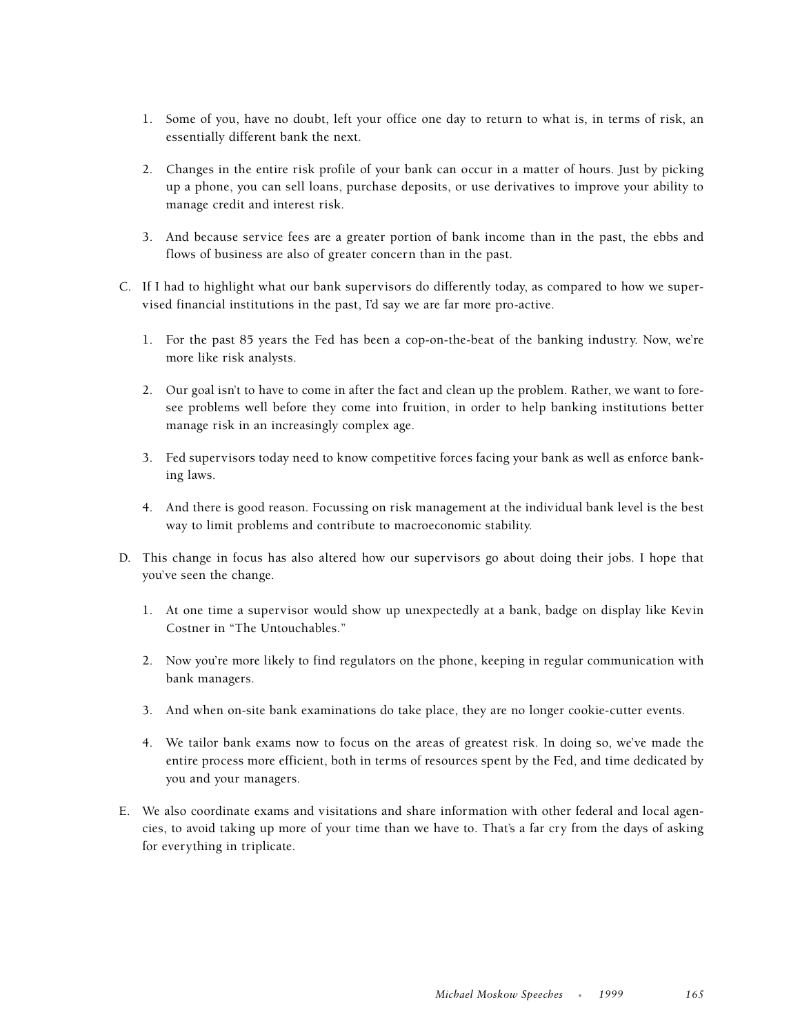1. Some of you, have no doubt, left your office one day to return to what is, in terms of risk, an essentially different bank the next.

2. Changes in the entire risk profile of your bank can occur in a matter of hours. Just by picking up a phone, you can sell loans, purchase deposits, or use derivatives to improve your ability to manage credit and interest risk.

3. And because service fees are a greater portion of bank income than in the past, the ebbs and flows of business are also of greater concern than in the past.

C. If I had to highlight what our bank supervisors do differently today, as compared to how we supervised financial institutions in the past, I'd say we are far more pro-active.

1. For the past 85 years the Fed has been a cop-on-the-beat of the banking industry. Now, we're more like risk analysts.

2. Our goal isn't to have to come in after the fact and clean up the problem. Rather, we want to foresee problems well before they come into fruition, in order to help banking institutions better manage risk in an increasingly complex age.

3. Fed supervisors today need to know competitive forces facing your bank as well as enforce banking laws.

4. And there is good reason. Focussing on risk management at the individual bank level is the best way to limit problems and contribute to macroeconomic stability.

D. This change in focus has also altered how our supervisors go about doing their jobs. I hope that you've seen the change.

1. At one time a supervisor would show up unexpectedly at a bank, badge on display like Kevin Costner in "The Untouchables."

2. Now you're more likely to find regulators on the phone, keeping in regular communication with bank managers.

3. And when on-site bank examinations do take place, they are no longer cookie-cutter events.

4. We tailor bank exams now to focus on the areas of greatest risk. In doing so, we've made the entire process more efficient, both in terms of resources spent by the Fed, and time dedicated by you and your managers.

E. We also coordinate exams and visitations and share information with other federal and local agencies, to avoid taking up more of your time than we have to. That's a far cry from the days of asking for everything in triplicate.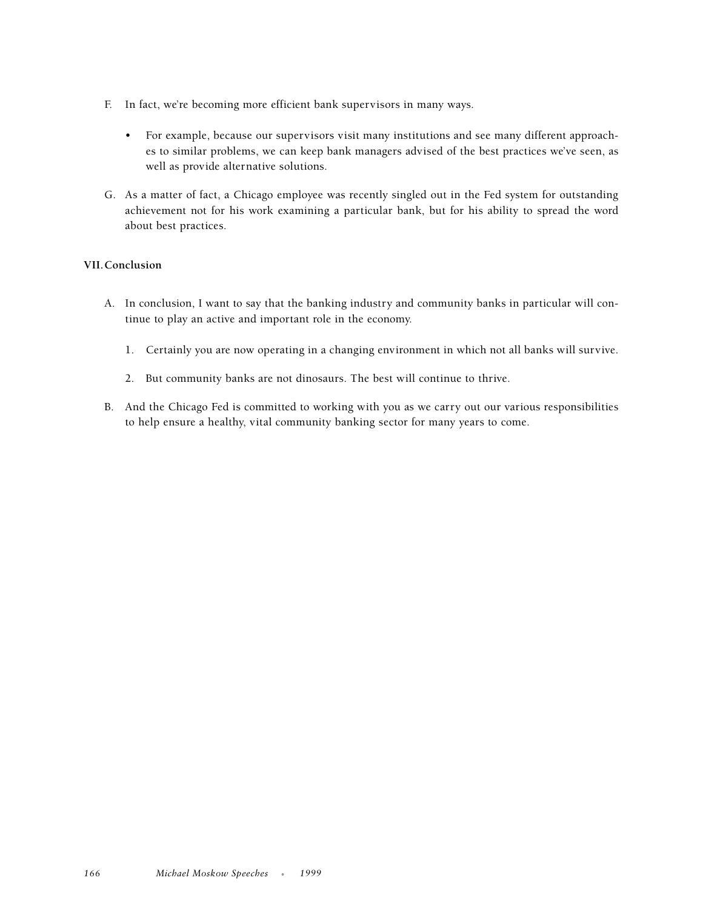F. In fact, we're becoming more efficient bank supervisors in many ways.

   - For example, because our supervisors visit many institutions and see many different approaches to similar problems, we can keep bank managers advised of the best practices we've seen, as well as provide alternative solutions.

G. As a matter of fact, a Chicago employee was recently singled out in the Fed system for outstanding achievement not for his work examining a particular bank, but for his ability to spread the word about best practices.

**VII. Conclusion**

A. In conclusion, I want to say that the banking industry and community banks in particular will continue to play an active and important role in the economy.

   1. Certainly you are now operating in a changing environment in which not all banks will survive.

   2. But community banks are not dinosaurs. The best will continue to thrive.

B. And the Chicago Fed is committed to working with you as we carry out our various responsibilities to help ensure a healthy, vital community banking sector for many years to come.